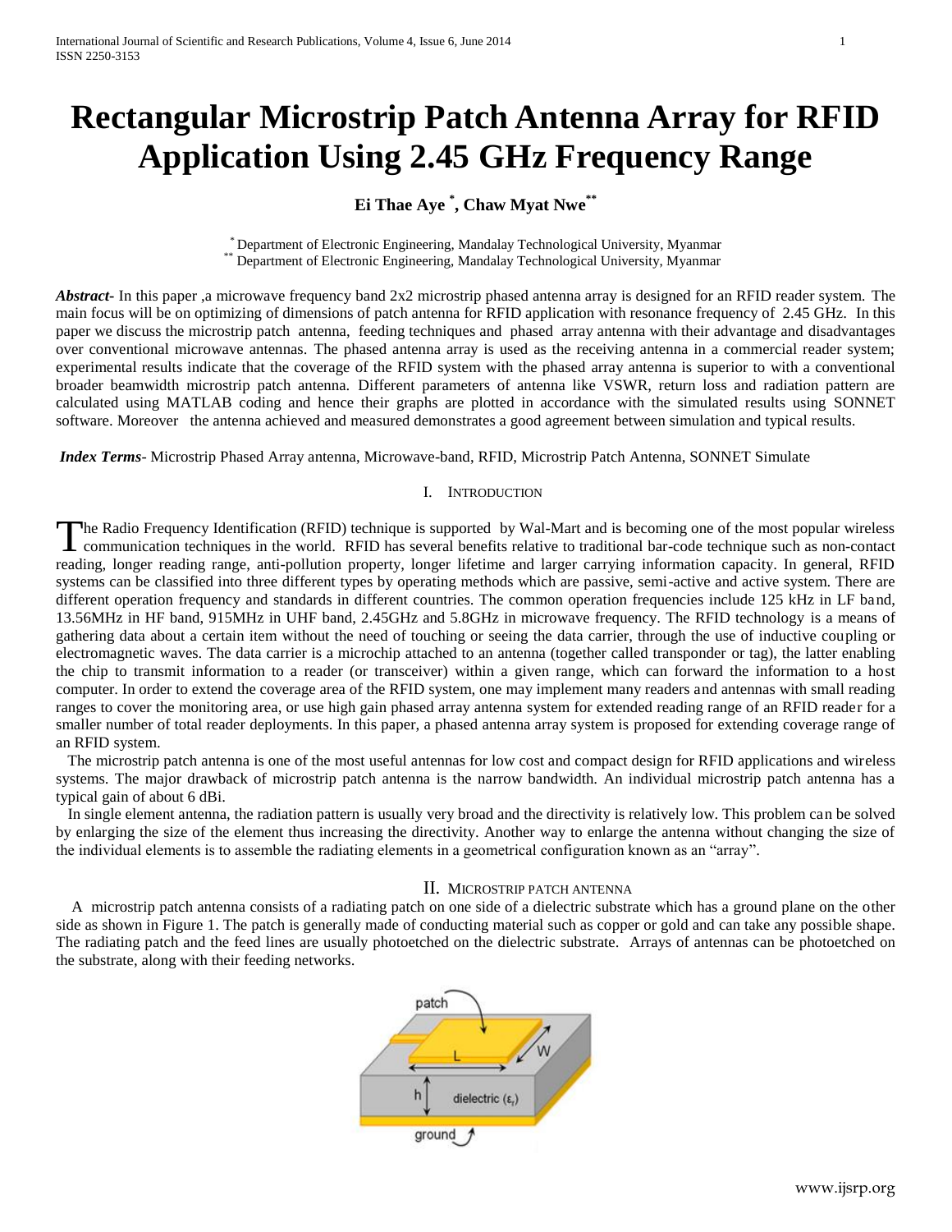# Rectangular Microstrip Patch Antenna Array for RFID Application Using 2.45 GHz Frequency Range

**Ei Thae Aye [*], Chaw Myat Nwe [**]**

[*] Department of Electronic Engineering, Mandalay Technological University, Myanmar
[**] Department of Electronic Engineering, Mandalay Technological University, Myanmar

***Abstract***- In this paper ,a microwave frequency band 2x2 microstrip phased antenna array is designed for an RFID reader system. The main focus will be on optimizing of dimensions of patch antenna for RFID application with resonance frequency of 2.45 GHz. In this paper we discuss the microstrip patch antenna, feeding techniques and phased array antenna with their advantage and disadvantages over conventional microwave antennas. The phased antenna array is used as the receiving antenna in a commercial reader system; experimental results indicate that the coverage of the RFID system with the phased array antenna is superior to with a conventional broader beamwidth microstrip patch antenna. Different parameters of antenna like VSWR, return loss and radiation pattern are calculated using MATLAB coding and hence their graphs are plotted in accordance with the simulated results using SONNET software. Moreover the antenna achieved and measured demonstrates a good agreement between simulation and typical results.

***Index Terms***- Microstrip Phased Array antenna, Microwave-band, RFID, Microstrip Patch Antenna, SONNET Simulate

## I. Introduction

The Radio Frequency Identification (RFID) technique is supported by Wal-Mart and is becoming one of the most popular wireless communication techniques in the world. RFID has several benefits relative to traditional bar-code technique such as non-contact reading, longer reading range, anti-pollution property, longer lifetime and larger carrying information capacity. In general, RFID systems can be classified into three different types by operating methods which are passive, semi-active and active system. There are different operation frequency and standards in different countries. The common operation frequencies include 125 kHz in LF band, 13.56MHz in HF band, 915MHz in UHF band, 2.45GHz and 5.8GHz in microwave frequency. The RFID technology is a means of gathering data about a certain item without the need of touching or seeing the data carrier, through the use of inductive coupling or electromagnetic waves. The data carrier is a microchip attached to an antenna (together called transponder or tag), the latter enabling the chip to transmit information to a reader (or transceiver) within a given range, which can forward the information to a host computer. In order to extend the coverage area of the RFID system, one may implement many readers and antennas with small reading ranges to cover the monitoring area, or use high gain phased array antenna system for extended reading range of an RFID reader for a smaller number of total reader deployments. In this paper, a phased antenna array system is proposed for extending coverage range of an RFID system.

The microstrip patch antenna is one of the most useful antennas for low cost and compact design for RFID applications and wireless systems. The major drawback of microstrip patch antenna is the narrow bandwidth. An individual microstrip patch antenna has a typical gain of about 6 dBi.

In single element antenna, the radiation pattern is usually very broad and the directivity is relatively low. This problem can be solved by enlarging the size of the element thus increasing the directivity. Another way to enlarge the antenna without changing the size of the individual elements is to assemble the radiating elements in a geometrical configuration known as an "array".

## II. Microstrip Patch Antenna

A microstrip patch antenna consists of a radiating patch on one side of a dielectric substrate which has a ground plane on the other side as shown in Figure 1. The patch is generally made of conducting material such as copper or gold and can take any possible shape. The radiating patch and the feed lines are usually photoetched on the dielectric substrate. Arrays of antennas can be photoetched on the substrate, along with their feeding networks.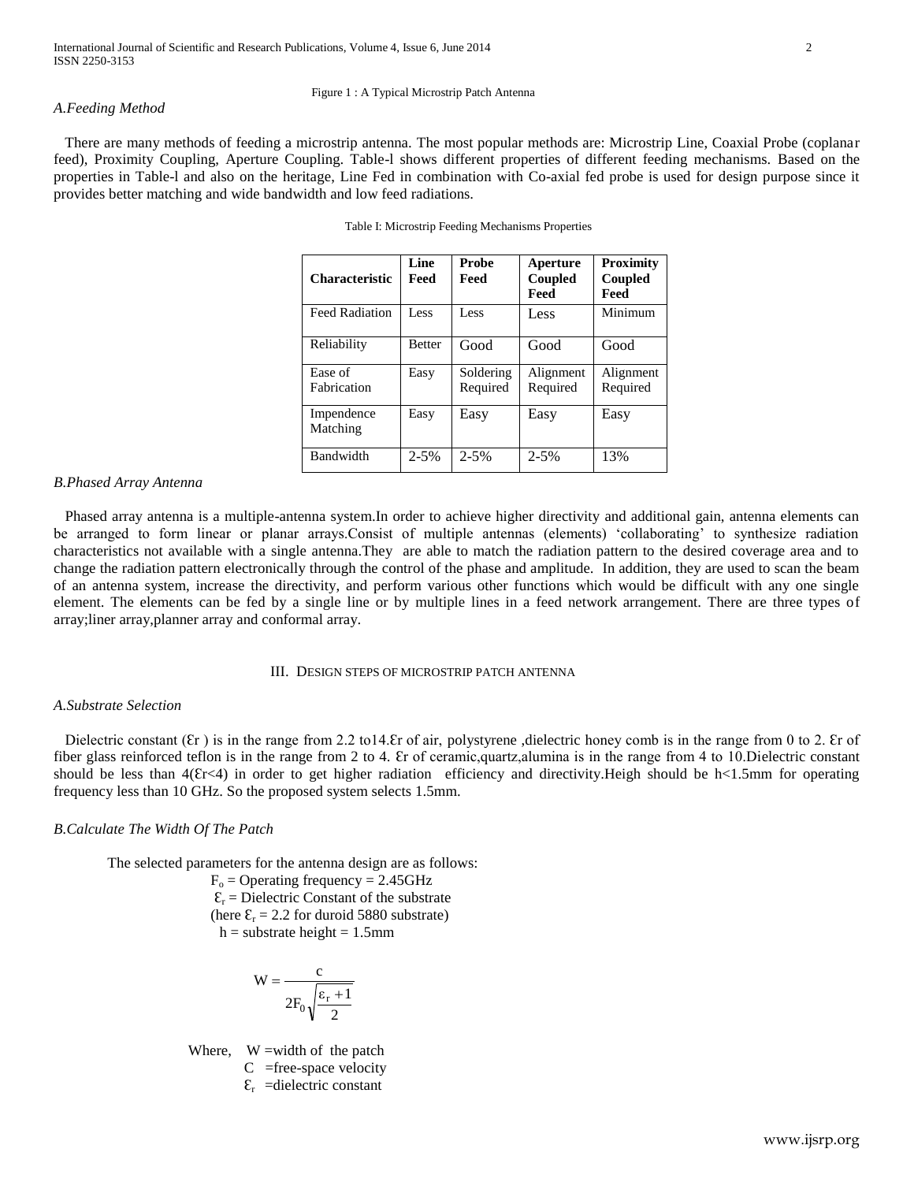Figure 1 : A Typical Microstrip Patch Antenna

### *A.Feeding Method*

There are many methods of feeding a microstrip antenna. The most popular methods are: Microstrip Line, Coaxial Probe (coplanar feed), Proximity Coupling, Aperture Coupling. Table-l shows different properties of different feeding mechanisms. Based on the properties in Table-l and also on the heritage, Line Fed in combination with Co-axial fed probe is used for design purpose since it provides better matching and wide bandwidth and low feed radiations.

Table I: Microstrip Feeding Mechanisms Properties

| **Characteristic** | **Line Feed** | **Probe Feed** | **Aperture Coupled Feed** | **Proximity Coupled Feed** |
|---|---|---|---|---|
| Feed Radiation | Less | Less | Less | Minimum |
| Reliability | Better | Good | Good | Good |
| Ease of Fabrication | Easy | Soldering Required | Alignment Required | Alignment Required |
| Impendence Matching | Easy | Easy | Easy | Easy |
| Bandwidth | 2-5% | 2-5% | 2-5% | 13% |

### *B.Phased Array Antenna*

Phased array antenna is a multiple-antenna system.In order to achieve higher directivity and additional gain, antenna elements can be arranged to form linear or planar arrays.Consist of multiple antennas (elements) 'collaborating' to synthesize radiation characteristics not available with a single antenna.They are able to match the radiation pattern to the desired coverage area and to change the radiation pattern electronically through the control of the phase and amplitude. In addition, they are used to scan the beam of an antenna system, increase the directivity, and perform various other functions which would be difficult with any one single element. The elements can be fed by a single line or by multiple lines in a feed network arrangement. There are three types of array;liner array,planner array and conformal array.

## III. Design Steps of Microstrip Patch Antenna

### *A.Substrate Selection*

Dielectric constant ($\varepsilon_r$ ) is in the range from 2.2 to14.$\varepsilon_r$ of air, polystyrene ,dielectric honey comb is in the range from 0 to 2. $\varepsilon_r$ of fiber glass reinforced teflon is in the range from 2 to 4. $\varepsilon_r$ of ceramic,quartz,alumina is in the range from 4 to 10.Dielectric constant should be less than 4($\varepsilon_r$<4) in order to get higher radiation efficiency and directivity.Heigh should be h<1.5mm for operating frequency less than 10 GHz. So the proposed system selects 1.5mm.

### *B.Calculate The Width Of The Patch*

The selected parameters for the antenna design are as follows:

$F_o$ = Operating frequency = 2.45GHz

$\varepsilon_r$ = Dielectric Constant of the substrate

(here $\varepsilon_r$ = 2.2 for duroid 5880 substrate)

h = substrate height = 1.5mm

$$W = \frac{c}{2F_0\sqrt{\frac{\varepsilon_r + 1}{2}}}$$

Where, W =width of the patch

C =free-space velocity

$\varepsilon_r$ =dielectric constant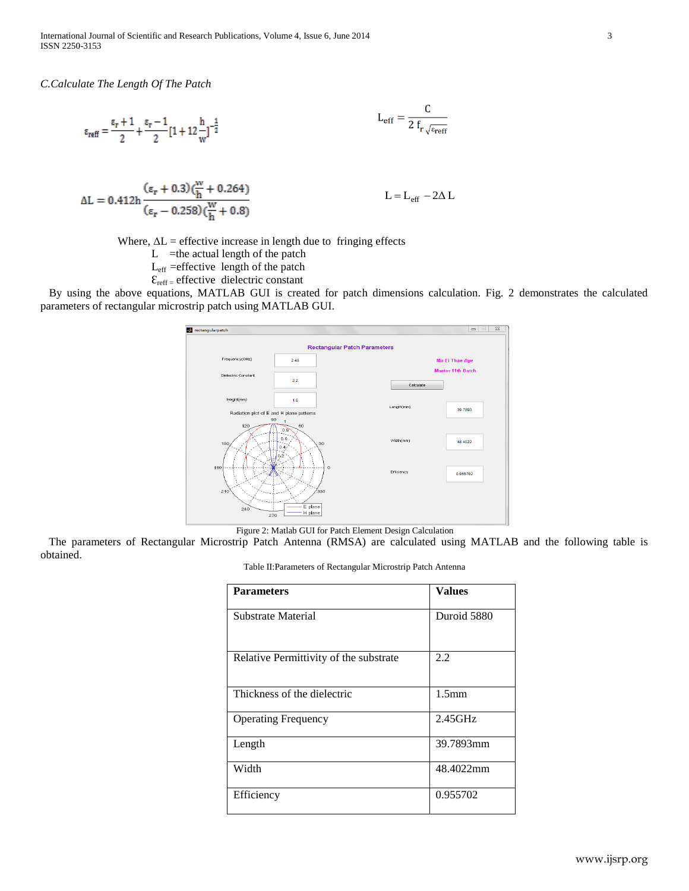*C.Calculate The Length Of The Patch*

$$\varepsilon_{reff} = \frac{\varepsilon_r + 1}{2} + \frac{\varepsilon_r - 1}{2}\left[1 + 12\frac{h}{w}\right]^{-\frac{1}{2}}$$

$$L_{eff} = \frac{C}{2 f_r \sqrt{\varepsilon_{reff}}}$$

$$\Delta L = 0.412h \frac{(\varepsilon_r + 0.3)(\frac{W}{h} + 0.264)}{(\varepsilon_r - 0.258)(\frac{W}{h} + 0.8)}$$

$$L = L_{eff} - 2\Delta L$$

Where, $\Delta L$ = effective increase in length due to fringing effects
$L$ =the actual length of the patch
$L_{eff}$ =effective length of the patch
$\varepsilon_{reff}$ = effective dielectric constant

By using the above equations, MATLAB GUI is created for patch dimensions calculation. Fig. 2 demonstrates the calculated parameters of rectangular microstrip patch using MATLAB GUI.

Figure 2: Matlab GUI for Patch Element Design Calculation

The parameters of Rectangular Microstrip Patch Antenna (RMSA) are calculated using MATLAB and the following table is obtained.

Table II:Parameters of Rectangular Microstrip Patch Antenna

| **Parameters** | **Values** |
|---|---|
| Substrate Material | Duroid 5880 |
| Relative Permittivity of the substrate | 2.2 |
| Thickness of the dielectric | 1.5mm |
| Operating Frequency | 2.45GHz |
| Length | 39.7893mm |
| Width | 48.4022mm |
| Efficiency | 0.955702 |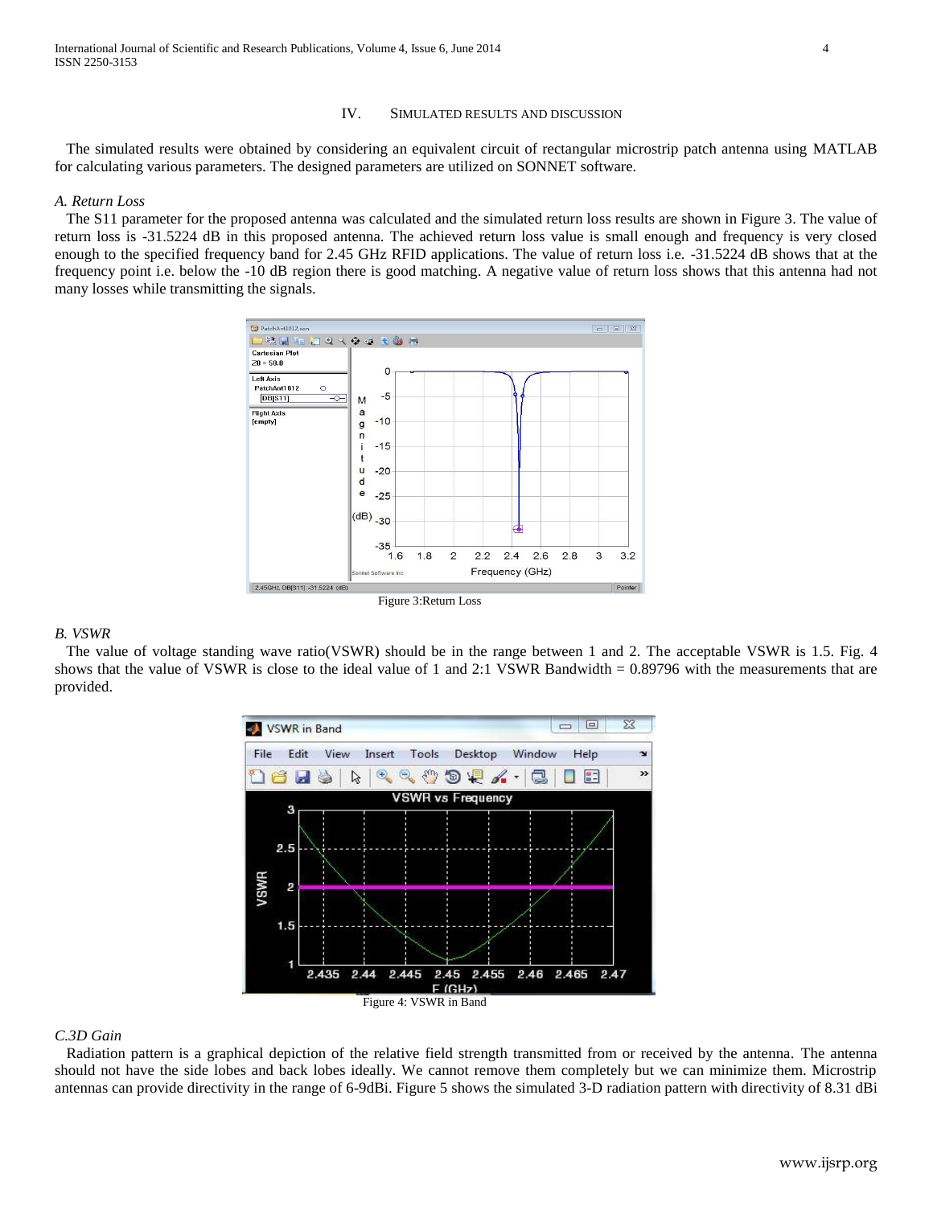## IV. Simulated Results and Discussion

The simulated results were obtained by considering an equivalent circuit of rectangular microstrip patch antenna using MATLAB for calculating various parameters. The designed parameters are utilized on SONNET software.

### *A. Return Loss*

The S11 parameter for the proposed antenna was calculated and the simulated return loss results are shown in Figure 3. The value of return loss is -31.5224 dB in this proposed antenna. The achieved return loss value is small enough and frequency is very closed enough to the specified frequency band for 2.45 GHz RFID applications. The value of return loss i.e. -31.5224 dB shows that at the frequency point i.e. below the -10 dB region there is good matching. A negative value of return loss shows that this antenna had not many losses while transmitting the signals.

Figure 3:Return Loss

### *B. VSWR*

The value of voltage standing wave ratio(VSWR) should be in the range between 1 and 2. The acceptable VSWR is 1.5. Fig. 4 shows that the value of VSWR is close to the ideal value of 1 and 2:1 VSWR Bandwidth = 0.89796 with the measurements that are provided.

Figure 4: VSWR in Band

### *C.3D Gain*

Radiation pattern is a graphical depiction of the relative field strength transmitted from or received by the antenna. The antenna should not have the side lobes and back lobes ideally. We cannot remove them completely but we can minimize them. Microstrip antennas can provide directivity in the range of 6-9dBi. Figure 5 shows the simulated 3-D radiation pattern with directivity of 8.31 dBi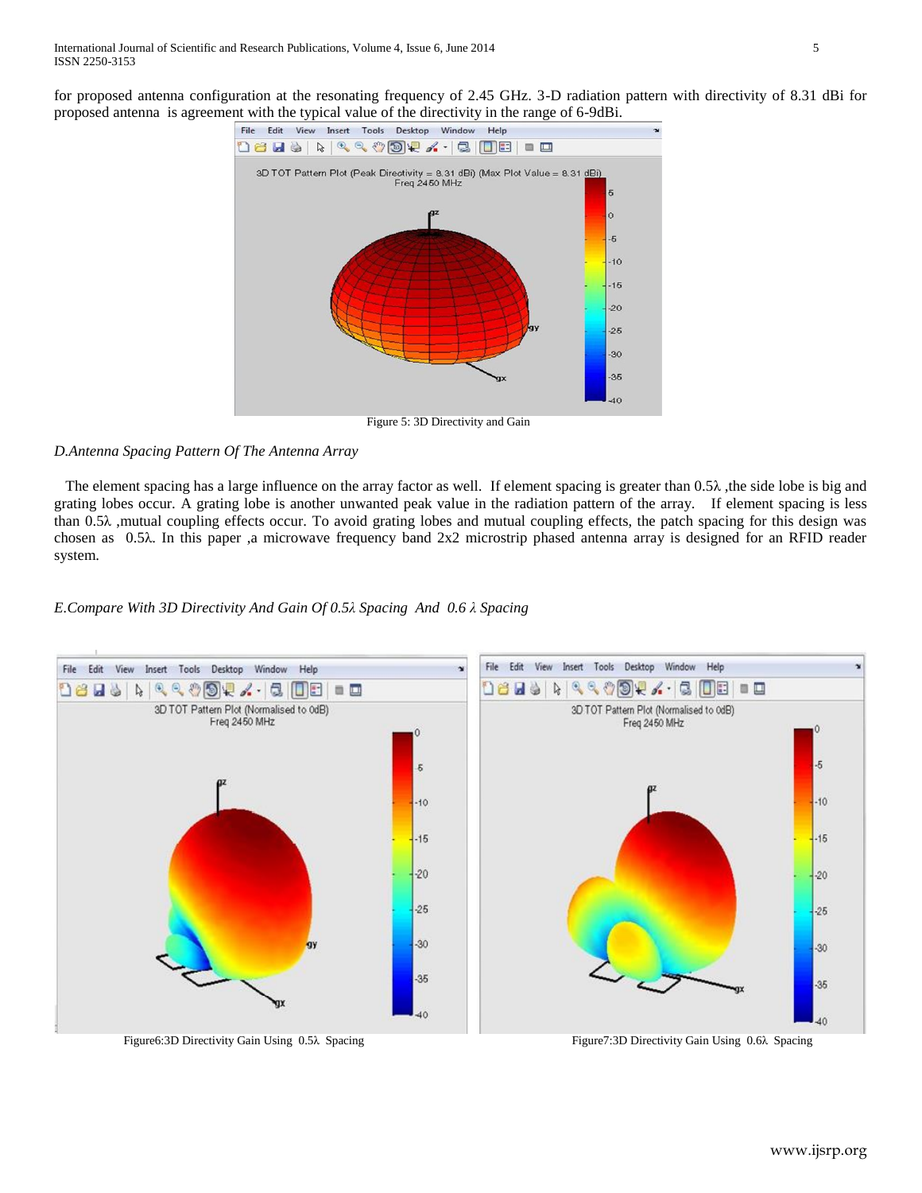for proposed antenna configuration at the resonating frequency of 2.45 GHz. 3-D radiation pattern with directivity of 8.31 dBi for proposed antenna is agreement with the typical value of the directivity in the range of 6-9dBi.

Figure 5: 3D Directivity and Gain

*D.Antenna Spacing Pattern Of The Antenna Array*

The element spacing has a large influence on the array factor as well. If element spacing is greater than 0.5λ ,the side lobe is big and grating lobes occur. A grating lobe is another unwanted peak value in the radiation pattern of the array. If element spacing is less than 0.5λ ,mutual coupling effects occur. To avoid grating lobes and mutual coupling effects, the patch spacing for this design was chosen as 0.5λ. In this paper ,a microwave frequency band 2x2 microstrip phased antenna array is designed for an RFID reader system.

*E.Compare With 3D Directivity And Gain Of 0.5λ Spacing And 0.6 λ Spacing*

Figure6:3D Directivity Gain Using 0.5λ Spacing

Figure7:3D Directivity Gain Using 0.6λ Spacing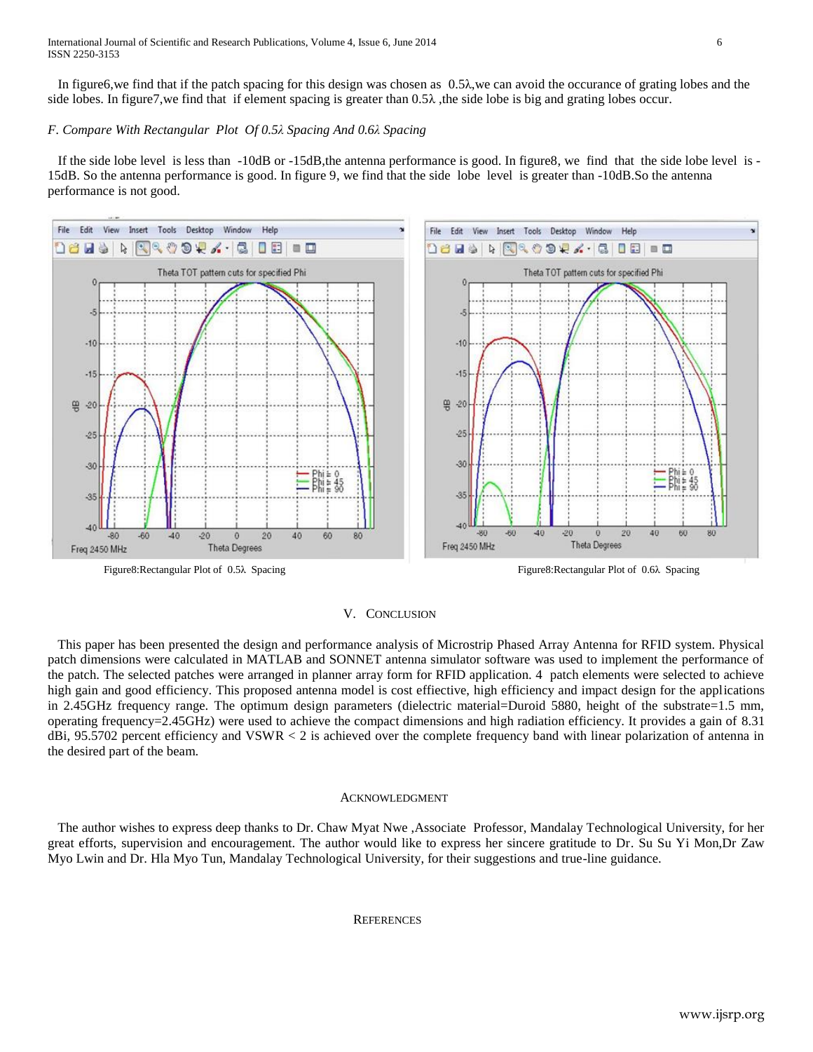In figure6,we find that if the patch spacing for this design was chosen as 0.5λ,we can avoid the occurance of grating lobes and the side lobes. In figure7,we find that if element spacing is greater than 0.5λ ,the side lobe is big and grating lobes occur.

### *F. Compare With Rectangular Plot Of 0.5λ Spacing And 0.6λ Spacing*

If the side lobe level is less than -10dB or -15dB,the antenna performance is good. In figure8, we find that the side lobe level is -15dB. So the antenna performance is good. In figure 9, we find that the side lobe level is greater than -10dB.So the antenna performance is not good.

Figure8:Rectangular Plot of 0.5λ Spacing

Figure8:Rectangular Plot of 0.6λ Spacing

## V. Conclusion

This paper has been presented the design and performance analysis of Microstrip Phased Array Antenna for RFID system. Physical patch dimensions were calculated in MATLAB and SONNET antenna simulator software was used to implement the performance of the patch. The selected patches were arranged in planner array form for RFID application. 4 patch elements were selected to achieve high gain and good efficiency. This proposed antenna model is cost effective, high efficiency and impact design for the applications in 2.45GHz frequency range. The optimum design parameters (dielectric material=Duroid 5880, height of the substrate=1.5 mm, operating frequency=2.45GHz) were used to achieve the compact dimensions and high radiation efficiency. It provides a gain of 8.31 dBi, 95.5702 percent efficiency and VSWR < 2 is achieved over the complete frequency band with linear polarization of antenna in the desired part of the beam.

## Acknowledgment

The author wishes to express deep thanks to Dr. Chaw Myat Nwe ,Associate Professor, Mandalay Technological University, for her great efforts, supervision and encouragement. The author would like to express her sincere gratitude to Dr. Su Su Yi Mon,Dr Zaw Myo Lwin and Dr. Hla Myo Tun, Mandalay Technological University, for their suggestions and true-line guidance.

## References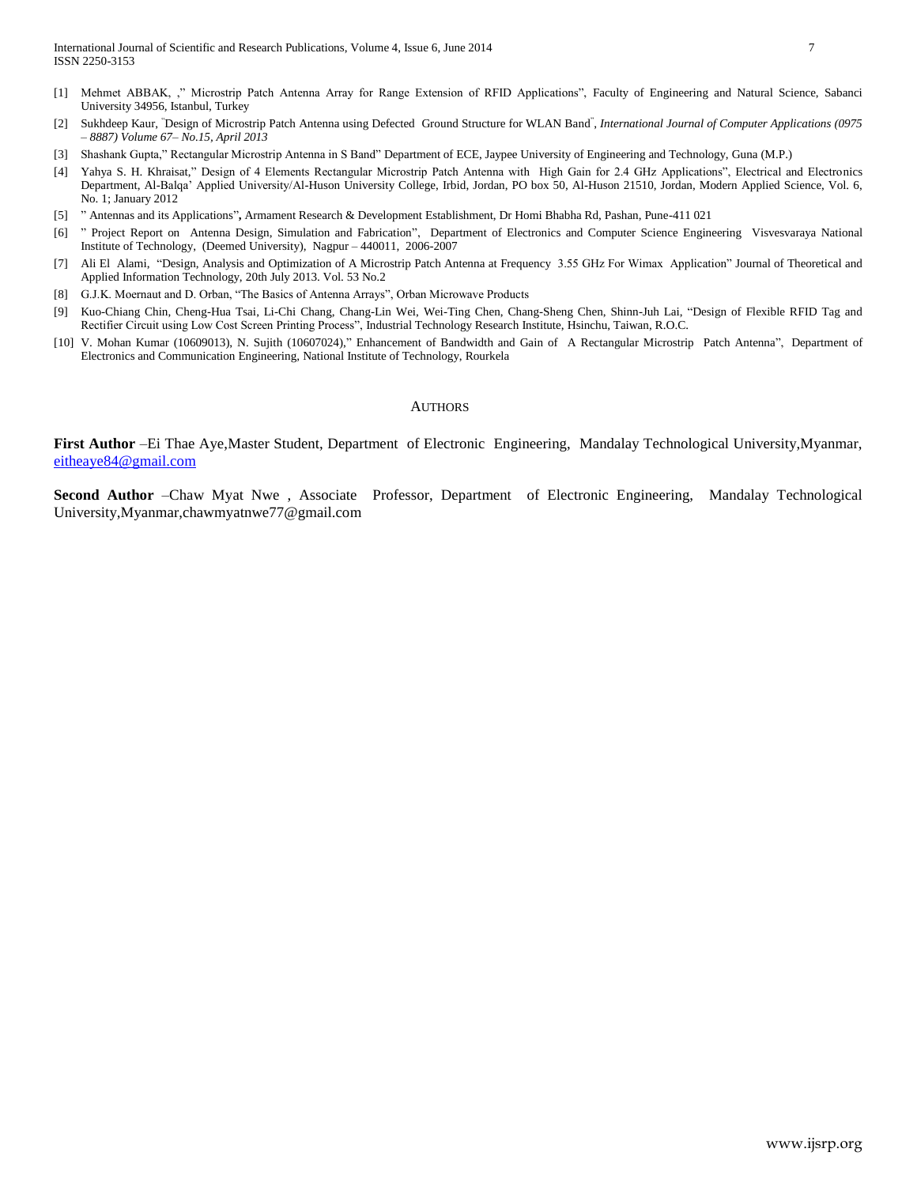[1] Mehmet ABBAK, ," Microstrip Patch Antenna Array for Range Extension of RFID Applications", Faculty of Engineering and Natural Science, Sabanci University 34956, Istanbul, Turkey

[2] Sukhdeep Kaur, "Design of Microstrip Patch Antenna using Defected Ground Structure for WLAN Band", *International Journal of Computer Applications (0975 – 8887) Volume 67– No.15, April 2013*

[3] Shashank Gupta," Rectangular Microstrip Antenna in S Band" Department of ECE, Jaypee University of Engineering and Technology, Guna (M.P.)

[4] Yahya S. H. Khraisat," Design of 4 Elements Rectangular Microstrip Patch Antenna with High Gain for 2.4 GHz Applications", Electrical and Electronics Department, Al-Balqa' Applied University/Al-Huson University College, Irbid, Jordan, PO box 50, Al-Huson 21510, Jordan, Modern Applied Science, Vol. 6, No. 1; January 2012

[5] " Antennas and its Applications"**,** Armament Research & Development Establishment, Dr Homi Bhabha Rd, Pashan, Pune-411 021

[6] " Project Report on Antenna Design, Simulation and Fabrication", Department of Electronics and Computer Science Engineering Visvesvaraya National Institute of Technology, (Deemed University), Nagpur – 440011, 2006-2007

[7] Ali El Alami, "Design, Analysis and Optimization of A Microstrip Patch Antenna at Frequency 3.55 GHz For Wimax Application" Journal of Theoretical and Applied Information Technology, 20th July 2013. Vol. 53 No.2

[8] G.J.K. Moernaut and D. Orban, "The Basics of Antenna Arrays", Orban Microwave Products

[9] Kuo-Chiang Chin, Cheng-Hua Tsai, Li-Chi Chang, Chang-Lin Wei, Wei-Ting Chen, Chang-Sheng Chen, Shinn-Juh Lai, "Design of Flexible RFID Tag and Rectifier Circuit using Low Cost Screen Printing Process", Industrial Technology Research Institute, Hsinchu, Taiwan, R.O.C.

[10] V. Mohan Kumar (10609013), N. Sujith (10607024)," Enhancement of Bandwidth and Gain of A Rectangular Microstrip Patch Antenna", Department of Electronics and Communication Engineering, National Institute of Technology, Rourkela

## AUTHORS

**First Author** –Ei Thae Aye,Master Student, Department of Electronic Engineering, Mandalay Technological University,Myanmar, eitheaye84@gmail.com

**Second Author** –Chaw Myat Nwe , Associate Professor, Department of Electronic Engineering, Mandalay Technological University,Myanmar,chawmyatnwe77@gmail.com